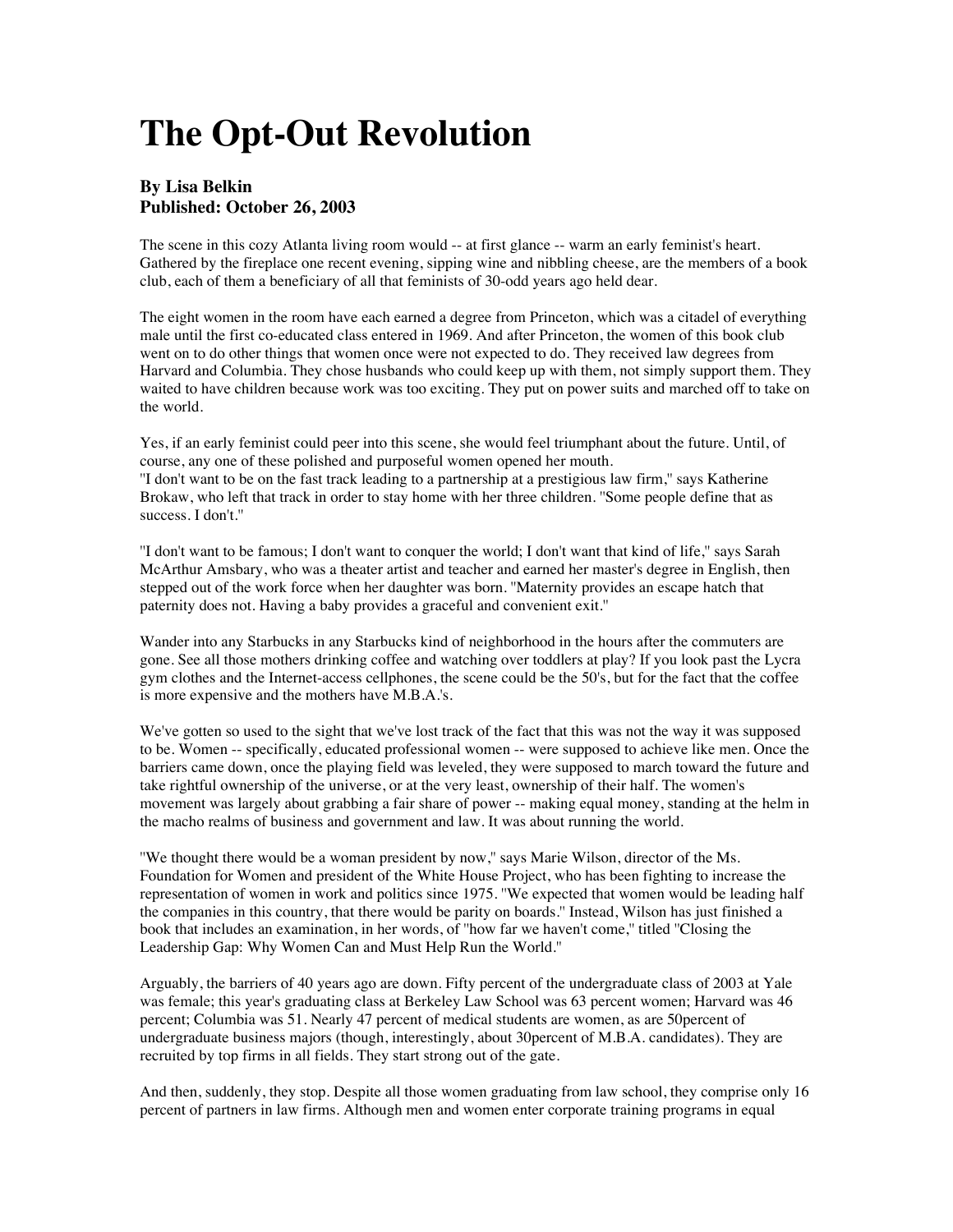# The Opt-Out Revolution

**By Lisa Belkin**
**Published: October 26, 2003**

The scene in this cozy Atlanta living room would -- at first glance -- warm an early feminist's heart. Gathered by the fireplace one recent evening, sipping wine and nibbling cheese, are the members of a book club, each of them a beneficiary of all that feminists of 30-odd years ago held dear.

The eight women in the room have each earned a degree from Princeton, which was a citadel of everything male until the first co-educated class entered in 1969. And after Princeton, the women of this book club went on to do other things that women once were not expected to do. They received law degrees from Harvard and Columbia. They chose husbands who could keep up with them, not simply support them. They waited to have children because work was too exciting. They put on power suits and marched off to take on the world.

Yes, if an early feminist could peer into this scene, she would feel triumphant about the future. Until, of course, any one of these polished and purposeful women opened her mouth.
"I don't want to be on the fast track leading to a partnership at a prestigious law firm," says Katherine Brokaw, who left that track in order to stay home with her three children. "Some people define that as success. I don't."

"I don't want to be famous; I don't want to conquer the world; I don't want that kind of life," says Sarah McArthur Amsbary, who was a theater artist and teacher and earned her master's degree in English, then stepped out of the work force when her daughter was born. "Maternity provides an escape hatch that paternity does not. Having a baby provides a graceful and convenient exit."

Wander into any Starbucks in any Starbucks kind of neighborhood in the hours after the commuters are gone. See all those mothers drinking coffee and watching over toddlers at play? If you look past the Lycra gym clothes and the Internet-access cellphones, the scene could be the 50's, but for the fact that the coffee is more expensive and the mothers have M.B.A.'s.

We've gotten so used to the sight that we've lost track of the fact that this was not the way it was supposed to be. Women -- specifically, educated professional women -- were supposed to achieve like men. Once the barriers came down, once the playing field was leveled, they were supposed to march toward the future and take rightful ownership of the universe, or at the very least, ownership of their half. The women's movement was largely about grabbing a fair share of power -- making equal money, standing at the helm in the macho realms of business and government and law. It was about running the world.

"We thought there would be a woman president by now," says Marie Wilson, director of the Ms. Foundation for Women and president of the White House Project, who has been fighting to increase the representation of women in work and politics since 1975. "We expected that women would be leading half the companies in this country, that there would be parity on boards." Instead, Wilson has just finished a book that includes an examination, in her words, of "how far we haven't come," titled "Closing the Leadership Gap: Why Women Can and Must Help Run the World."

Arguably, the barriers of 40 years ago are down. Fifty percent of the undergraduate class of 2003 at Yale was female; this year's graduating class at Berkeley Law School was 63 percent women; Harvard was 46 percent; Columbia was 51. Nearly 47 percent of medical students are women, as are 50percent of undergraduate business majors (though, interestingly, about 30percent of M.B.A. candidates). They are recruited by top firms in all fields. They start strong out of the gate.

And then, suddenly, they stop. Despite all those women graduating from law school, they comprise only 16 percent of partners in law firms. Although men and women enter corporate training programs in equal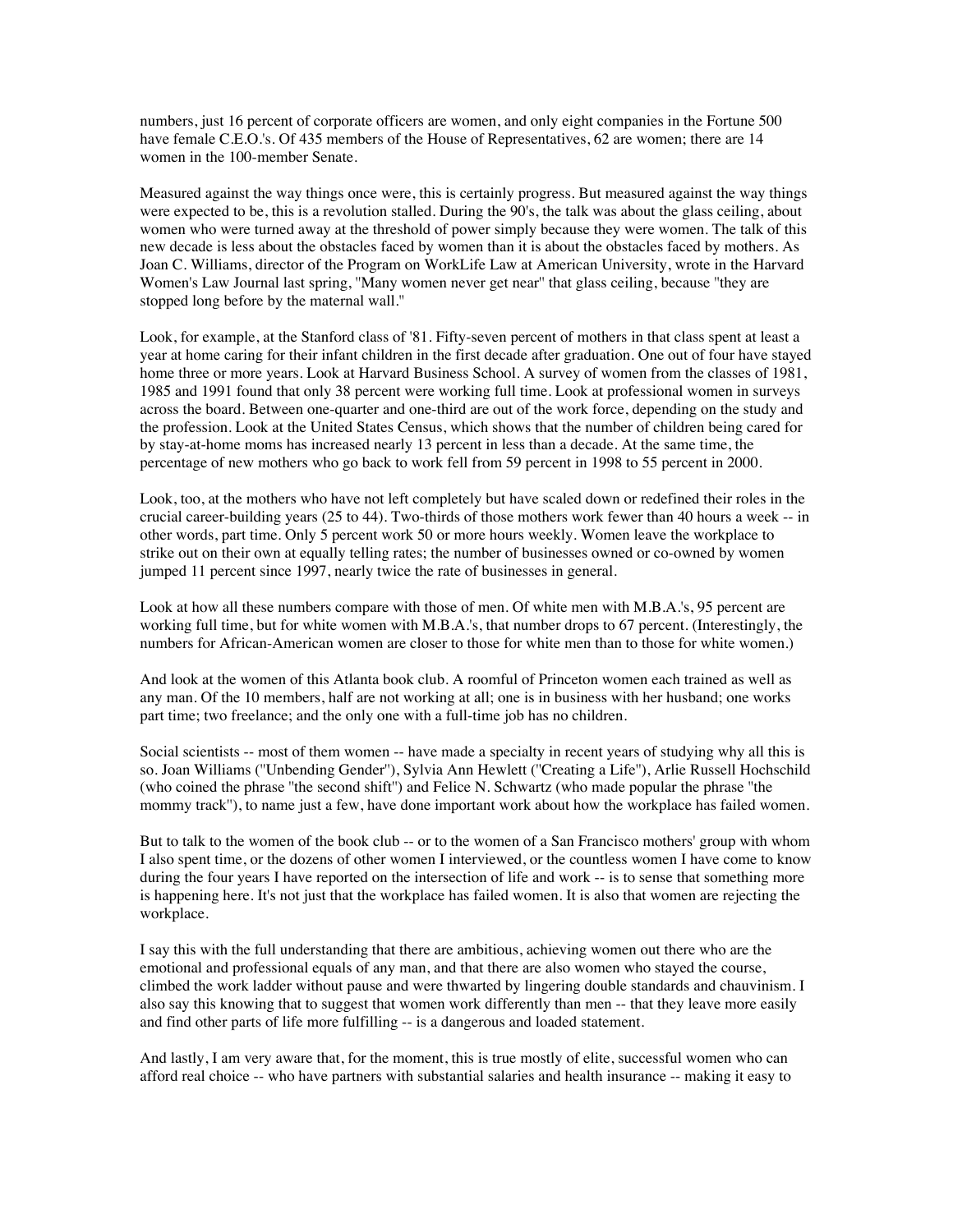numbers, just 16 percent of corporate officers are women, and only eight companies in the Fortune 500 have female C.E.O.'s. Of 435 members of the House of Representatives, 62 are women; there are 14 women in the 100-member Senate.

Measured against the way things once were, this is certainly progress. But measured against the way things were expected to be, this is a revolution stalled. During the 90's, the talk was about the glass ceiling, about women who were turned away at the threshold of power simply because they were women. The talk of this new decade is less about the obstacles faced by women than it is about the obstacles faced by mothers. As Joan C. Williams, director of the Program on WorkLife Law at American University, wrote in the Harvard Women's Law Journal last spring, "Many women never get near" that glass ceiling, because "they are stopped long before by the maternal wall."

Look, for example, at the Stanford class of '81. Fifty-seven percent of mothers in that class spent at least a year at home caring for their infant children in the first decade after graduation. One out of four have stayed home three or more years. Look at Harvard Business School. A survey of women from the classes of 1981, 1985 and 1991 found that only 38 percent were working full time. Look at professional women in surveys across the board. Between one-quarter and one-third are out of the work force, depending on the study and the profession. Look at the United States Census, which shows that the number of children being cared for by stay-at-home moms has increased nearly 13 percent in less than a decade. At the same time, the percentage of new mothers who go back to work fell from 59 percent in 1998 to 55 percent in 2000.

Look, too, at the mothers who have not left completely but have scaled down or redefined their roles in the crucial career-building years (25 to 44). Two-thirds of those mothers work fewer than 40 hours a week -- in other words, part time. Only 5 percent work 50 or more hours weekly. Women leave the workplace to strike out on their own at equally telling rates; the number of businesses owned or co-owned by women jumped 11 percent since 1997, nearly twice the rate of businesses in general.

Look at how all these numbers compare with those of men. Of white men with M.B.A.'s, 95 percent are working full time, but for white women with M.B.A.'s, that number drops to 67 percent. (Interestingly, the numbers for African-American women are closer to those for white men than to those for white women.)

And look at the women of this Atlanta book club. A roomful of Princeton women each trained as well as any man. Of the 10 members, half are not working at all; one is in business with her husband; one works part time; two freelance; and the only one with a full-time job has no children.

Social scientists -- most of them women -- have made a specialty in recent years of studying why all this is so. Joan Williams ("Unbending Gender"), Sylvia Ann Hewlett ("Creating a Life"), Arlie Russell Hochschild (who coined the phrase "the second shift") and Felice N. Schwartz (who made popular the phrase "the mommy track"), to name just a few, have done important work about how the workplace has failed women.

But to talk to the women of the book club -- or to the women of a San Francisco mothers' group with whom I also spent time, or the dozens of other women I interviewed, or the countless women I have come to know during the four years I have reported on the intersection of life and work -- is to sense that something more is happening here. It's not just that the workplace has failed women. It is also that women are rejecting the workplace.

I say this with the full understanding that there are ambitious, achieving women out there who are the emotional and professional equals of any man, and that there are also women who stayed the course, climbed the work ladder without pause and were thwarted by lingering double standards and chauvinism. I also say this knowing that to suggest that women work differently than men -- that they leave more easily and find other parts of life more fulfilling -- is a dangerous and loaded statement.

And lastly, I am very aware that, for the moment, this is true mostly of elite, successful women who can afford real choice -- who have partners with substantial salaries and health insurance -- making it easy to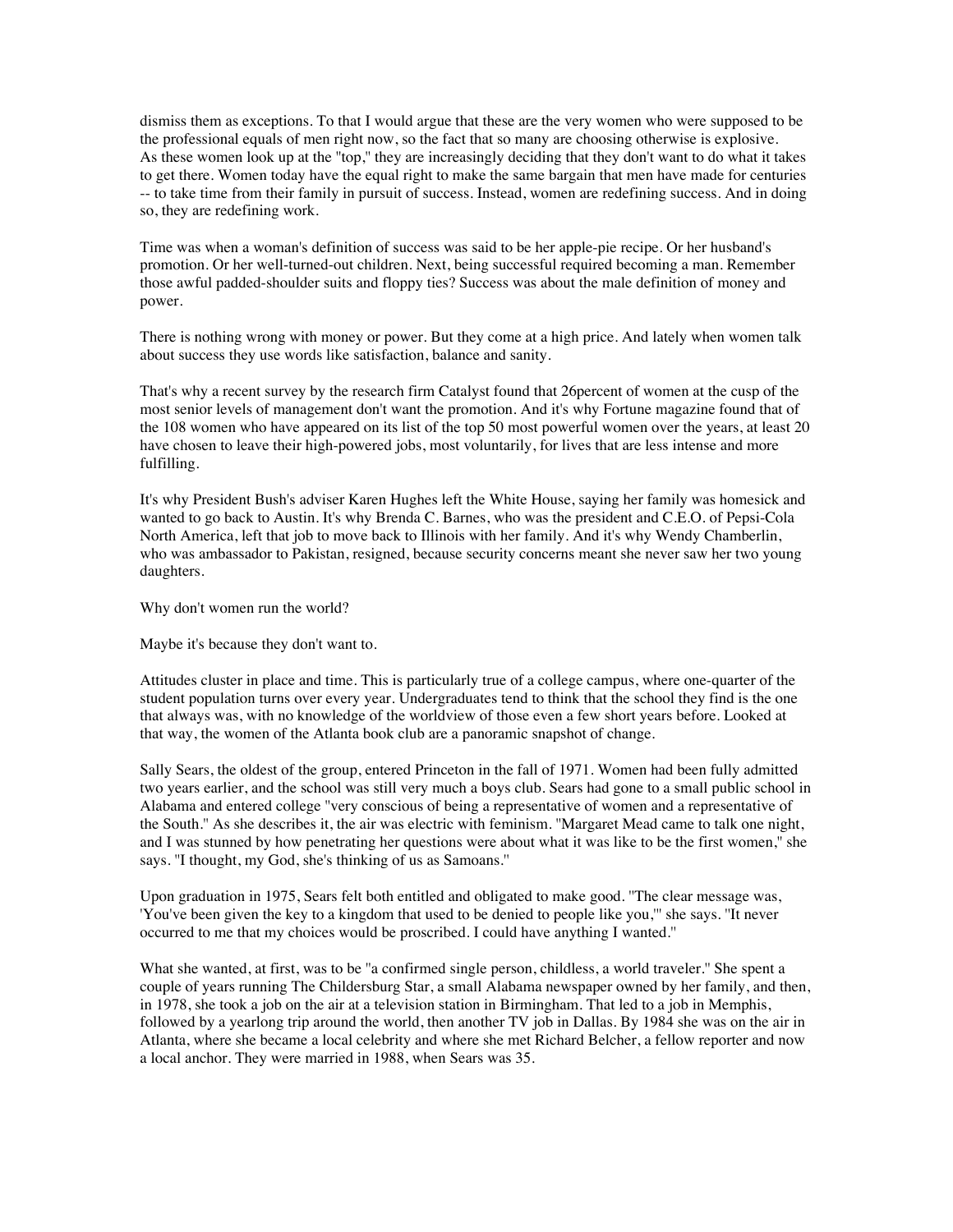dismiss them as exceptions. To that I would argue that these are the very women who were supposed to be the professional equals of men right now, so the fact that so many are choosing otherwise is explosive. As these women look up at the "top," they are increasingly deciding that they don't want to do what it takes to get there. Women today have the equal right to make the same bargain that men have made for centuries -- to take time from their family in pursuit of success. Instead, women are redefining success. And in doing so, they are redefining work.

Time was when a woman's definition of success was said to be her apple-pie recipe. Or her husband's promotion. Or her well-turned-out children. Next, being successful required becoming a man. Remember those awful padded-shoulder suits and floppy ties? Success was about the male definition of money and power.

There is nothing wrong with money or power. But they come at a high price. And lately when women talk about success they use words like satisfaction, balance and sanity.

That's why a recent survey by the research firm Catalyst found that 26percent of women at the cusp of the most senior levels of management don't want the promotion. And it's why Fortune magazine found that of the 108 women who have appeared on its list of the top 50 most powerful women over the years, at least 20 have chosen to leave their high-powered jobs, most voluntarily, for lives that are less intense and more fulfilling.

It's why President Bush's adviser Karen Hughes left the White House, saying her family was homesick and wanted to go back to Austin. It's why Brenda C. Barnes, who was the president and C.E.O. of Pepsi-Cola North America, left that job to move back to Illinois with her family. And it's why Wendy Chamberlin, who was ambassador to Pakistan, resigned, because security concerns meant she never saw her two young daughters.

Why don't women run the world?

Maybe it's because they don't want to.

Attitudes cluster in place and time. This is particularly true of a college campus, where one-quarter of the student population turns over every year. Undergraduates tend to think that the school they find is the one that always was, with no knowledge of the worldview of those even a few short years before. Looked at that way, the women of the Atlanta book club are a panoramic snapshot of change.

Sally Sears, the oldest of the group, entered Princeton in the fall of 1971. Women had been fully admitted two years earlier, and the school was still very much a boys club. Sears had gone to a small public school in Alabama and entered college "very conscious of being a representative of women and a representative of the South." As she describes it, the air was electric with feminism. "Margaret Mead came to talk one night, and I was stunned by how penetrating her questions were about what it was like to be the first women," she says. "I thought, my God, she's thinking of us as Samoans."

Upon graduation in 1975, Sears felt both entitled and obligated to make good. "The clear message was, 'You've been given the key to a kingdom that used to be denied to people like you,'" she says. "It never occurred to me that my choices would be proscribed. I could have anything I wanted."

What she wanted, at first, was to be "a confirmed single person, childless, a world traveler." She spent a couple of years running The Childersburg Star, a small Alabama newspaper owned by her family, and then, in 1978, she took a job on the air at a television station in Birmingham. That led to a job in Memphis, followed by a yearlong trip around the world, then another TV job in Dallas. By 1984 she was on the air in Atlanta, where she became a local celebrity and where she met Richard Belcher, a fellow reporter and now a local anchor. They were married in 1988, when Sears was 35.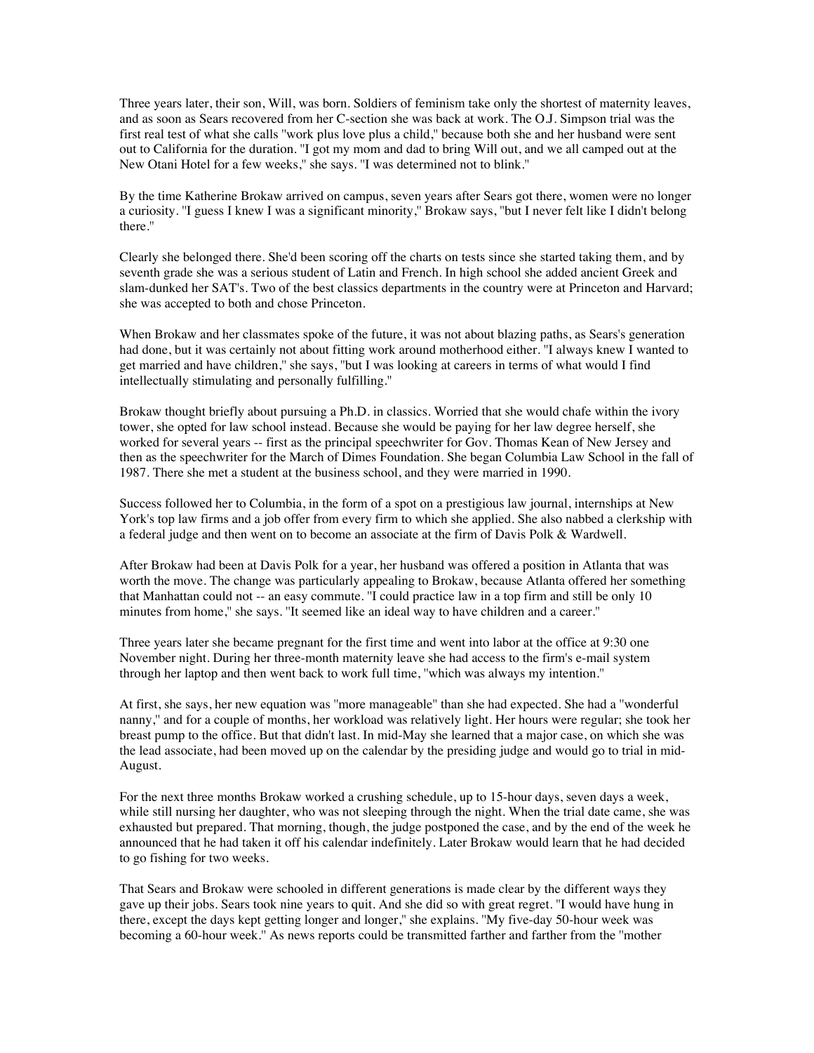Three years later, their son, Will, was born. Soldiers of feminism take only the shortest of maternity leaves, and as soon as Sears recovered from her C-section she was back at work. The O.J. Simpson trial was the first real test of what she calls "work plus love plus a child," because both she and her husband were sent out to California for the duration. "I got my mom and dad to bring Will out, and we all camped out at the New Otani Hotel for a few weeks," she says. "I was determined not to blink."

By the time Katherine Brokaw arrived on campus, seven years after Sears got there, women were no longer a curiosity. "I guess I knew I was a significant minority," Brokaw says, "but I never felt like I didn't belong there."

Clearly she belonged there. She'd been scoring off the charts on tests since she started taking them, and by seventh grade she was a serious student of Latin and French. In high school she added ancient Greek and slam-dunked her SAT's. Two of the best classics departments in the country were at Princeton and Harvard; she was accepted to both and chose Princeton.

When Brokaw and her classmates spoke of the future, it was not about blazing paths, as Sears's generation had done, but it was certainly not about fitting work around motherhood either. "I always knew I wanted to get married and have children," she says, "but I was looking at careers in terms of what would I find intellectually stimulating and personally fulfilling."

Brokaw thought briefly about pursuing a Ph.D. in classics. Worried that she would chafe within the ivory tower, she opted for law school instead. Because she would be paying for her law degree herself, she worked for several years -- first as the principal speechwriter for Gov. Thomas Kean of New Jersey and then as the speechwriter for the March of Dimes Foundation. She began Columbia Law School in the fall of 1987. There she met a student at the business school, and they were married in 1990.

Success followed her to Columbia, in the form of a spot on a prestigious law journal, internships at New York's top law firms and a job offer from every firm to which she applied. She also nabbed a clerkship with a federal judge and then went on to become an associate at the firm of Davis Polk & Wardwell.

After Brokaw had been at Davis Polk for a year, her husband was offered a position in Atlanta that was worth the move. The change was particularly appealing to Brokaw, because Atlanta offered her something that Manhattan could not -- an easy commute. "I could practice law in a top firm and still be only 10 minutes from home," she says. "It seemed like an ideal way to have children and a career."

Three years later she became pregnant for the first time and went into labor at the office at 9:30 one November night. During her three-month maternity leave she had access to the firm's e-mail system through her laptop and then went back to work full time, "which was always my intention."

At first, she says, her new equation was "more manageable" than she had expected. She had a "wonderful nanny," and for a couple of months, her workload was relatively light. Her hours were regular; she took her breast pump to the office. But that didn't last. In mid-May she learned that a major case, on which she was the lead associate, had been moved up on the calendar by the presiding judge and would go to trial in mid-August.

For the next three months Brokaw worked a crushing schedule, up to 15-hour days, seven days a week, while still nursing her daughter, who was not sleeping through the night. When the trial date came, she was exhausted but prepared. That morning, though, the judge postponed the case, and by the end of the week he announced that he had taken it off his calendar indefinitely. Later Brokaw would learn that he had decided to go fishing for two weeks.

That Sears and Brokaw were schooled in different generations is made clear by the different ways they gave up their jobs. Sears took nine years to quit. And she did so with great regret. "I would have hung in there, except the days kept getting longer and longer," she explains. "My five-day 50-hour week was becoming a 60-hour week." As news reports could be transmitted farther and farther from the "mother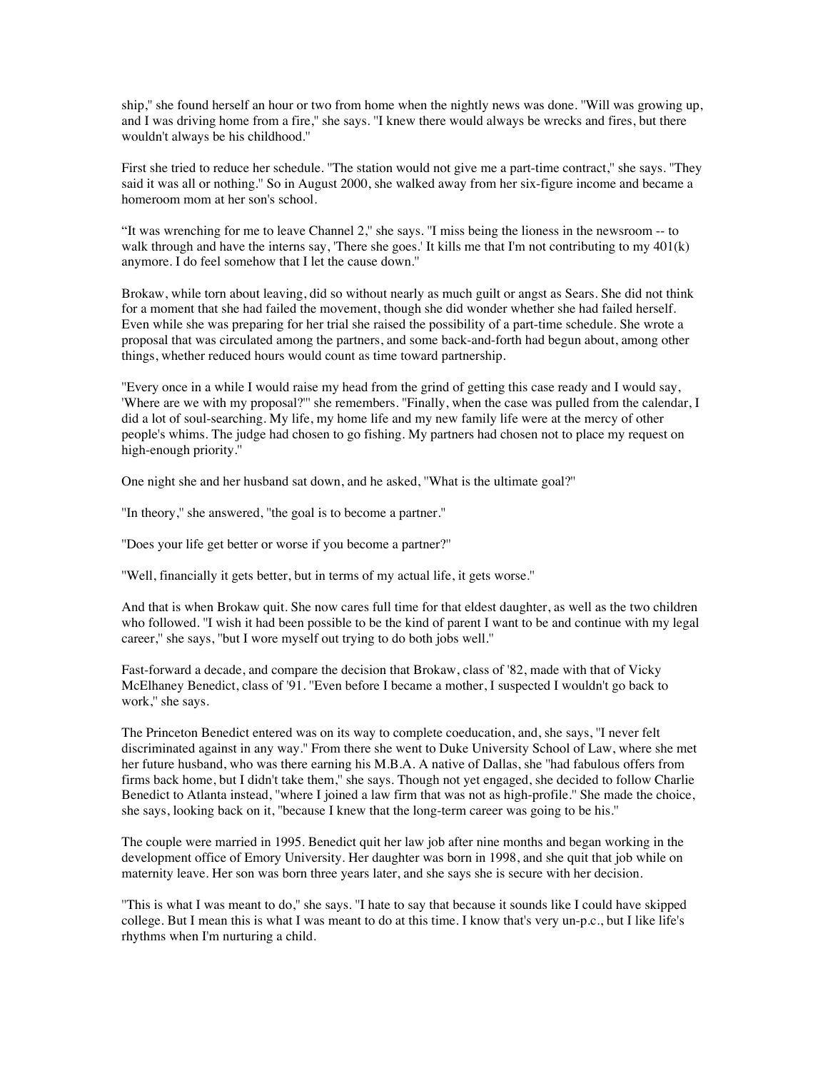ship," she found herself an hour or two from home when the nightly news was done. "Will was growing up, and I was driving home from a fire," she says. "I knew there would always be wrecks and fires, but there wouldn't always be his childhood."

First she tried to reduce her schedule. "The station would not give me a part-time contract," she says. "They said it was all or nothing." So in August 2000, she walked away from her six-figure income and became a homeroom mom at her son's school.

“It was wrenching for me to leave Channel 2," she says. "I miss being the lioness in the newsroom -- to walk through and have the interns say, 'There she goes.' It kills me that I'm not contributing to my 401(k) anymore. I do feel somehow that I let the cause down."

Brokaw, while torn about leaving, did so without nearly as much guilt or angst as Sears. She did not think for a moment that she had failed the movement, though she did wonder whether she had failed herself. Even while she was preparing for her trial she raised the possibility of a part-time schedule. She wrote a proposal that was circulated among the partners, and some back-and-forth had begun about, among other things, whether reduced hours would count as time toward partnership.

"Every once in a while I would raise my head from the grind of getting this case ready and I would say, 'Where are we with my proposal?'" she remembers. "Finally, when the case was pulled from the calendar, I did a lot of soul-searching. My life, my home life and my new family life were at the mercy of other people's whims. The judge had chosen to go fishing. My partners had chosen not to place my request on high-enough priority."

One night she and her husband sat down, and he asked, "What is the ultimate goal?"

"In theory," she answered, "the goal is to become a partner."

"Does your life get better or worse if you become a partner?"

"Well, financially it gets better, but in terms of my actual life, it gets worse."

And that is when Brokaw quit. She now cares full time for that eldest daughter, as well as the two children who followed. "I wish it had been possible to be the kind of parent I want to be and continue with my legal career," she says, "but I wore myself out trying to do both jobs well."

Fast-forward a decade, and compare the decision that Brokaw, class of '82, made with that of Vicky McElhaney Benedict, class of '91. "Even before I became a mother, I suspected I wouldn't go back to work," she says.

The Princeton Benedict entered was on its way to complete coeducation, and, she says, "I never felt discriminated against in any way." From there she went to Duke University School of Law, where she met her future husband, who was there earning his M.B.A. A native of Dallas, she "had fabulous offers from firms back home, but I didn't take them," she says. Though not yet engaged, she decided to follow Charlie Benedict to Atlanta instead, "where I joined a law firm that was not as high-profile." She made the choice, she says, looking back on it, "because I knew that the long-term career was going to be his."

The couple were married in 1995. Benedict quit her law job after nine months and began working in the development office of Emory University. Her daughter was born in 1998, and she quit that job while on maternity leave. Her son was born three years later, and she says she is secure with her decision.

"This is what I was meant to do," she says. "I hate to say that because it sounds like I could have skipped college. But I mean this is what I was meant to do at this time. I know that's very un-p.c., but I like life's rhythms when I'm nurturing a child.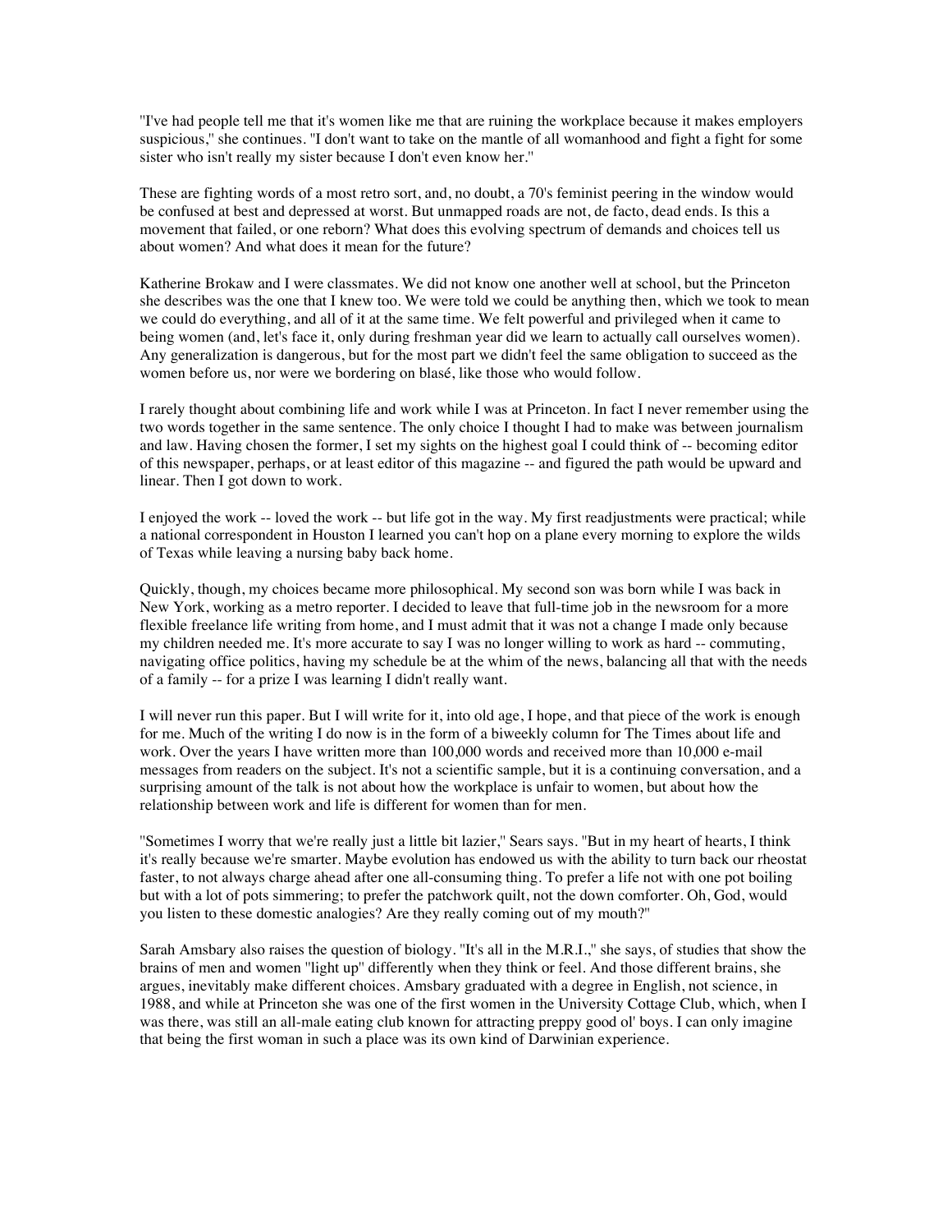"I've had people tell me that it's women like me that are ruining the workplace because it makes employers suspicious," she continues. "I don't want to take on the mantle of all womanhood and fight a fight for some sister who isn't really my sister because I don't even know her."

These are fighting words of a most retro sort, and, no doubt, a 70's feminist peering in the window would be confused at best and depressed at worst. But unmapped roads are not, de facto, dead ends. Is this a movement that failed, or one reborn? What does this evolving spectrum of demands and choices tell us about women? And what does it mean for the future?

Katherine Brokaw and I were classmates. We did not know one another well at school, but the Princeton she describes was the one that I knew too. We were told we could be anything then, which we took to mean we could do everything, and all of it at the same time. We felt powerful and privileged when it came to being women (and, let's face it, only during freshman year did we learn to actually call ourselves women). Any generalization is dangerous, but for the most part we didn't feel the same obligation to succeed as the women before us, nor were we bordering on blasé, like those who would follow.

I rarely thought about combining life and work while I was at Princeton. In fact I never remember using the two words together in the same sentence. The only choice I thought I had to make was between journalism and law. Having chosen the former, I set my sights on the highest goal I could think of -- becoming editor of this newspaper, perhaps, or at least editor of this magazine -- and figured the path would be upward and linear. Then I got down to work.

I enjoyed the work -- loved the work -- but life got in the way. My first readjustments were practical; while a national correspondent in Houston I learned you can't hop on a plane every morning to explore the wilds of Texas while leaving a nursing baby back home.

Quickly, though, my choices became more philosophical. My second son was born while I was back in New York, working as a metro reporter. I decided to leave that full-time job in the newsroom for a more flexible freelance life writing from home, and I must admit that it was not a change I made only because my children needed me. It's more accurate to say I was no longer willing to work as hard -- commuting, navigating office politics, having my schedule be at the whim of the news, balancing all that with the needs of a family -- for a prize I was learning I didn't really want.

I will never run this paper. But I will write for it, into old age, I hope, and that piece of the work is enough for me. Much of the writing I do now is in the form of a biweekly column for The Times about life and work. Over the years I have written more than 100,000 words and received more than 10,000 e-mail messages from readers on the subject. It's not a scientific sample, but it is a continuing conversation, and a surprising amount of the talk is not about how the workplace is unfair to women, but about how the relationship between work and life is different for women than for men.

"Sometimes I worry that we're really just a little bit lazier," Sears says. "But in my heart of hearts, I think it's really because we're smarter. Maybe evolution has endowed us with the ability to turn back our rheostat faster, to not always charge ahead after one all-consuming thing. To prefer a life not with one pot boiling but with a lot of pots simmering; to prefer the patchwork quilt, not the down comforter. Oh, God, would you listen to these domestic analogies? Are they really coming out of my mouth?"

Sarah Amsbary also raises the question of biology. "It's all in the M.R.I.," she says, of studies that show the brains of men and women "light up" differently when they think or feel. And those different brains, she argues, inevitably make different choices. Amsbary graduated with a degree in English, not science, in 1988, and while at Princeton she was one of the first women in the University Cottage Club, which, when I was there, was still an all-male eating club known for attracting preppy good ol' boys. I can only imagine that being the first woman in such a place was its own kind of Darwinian experience.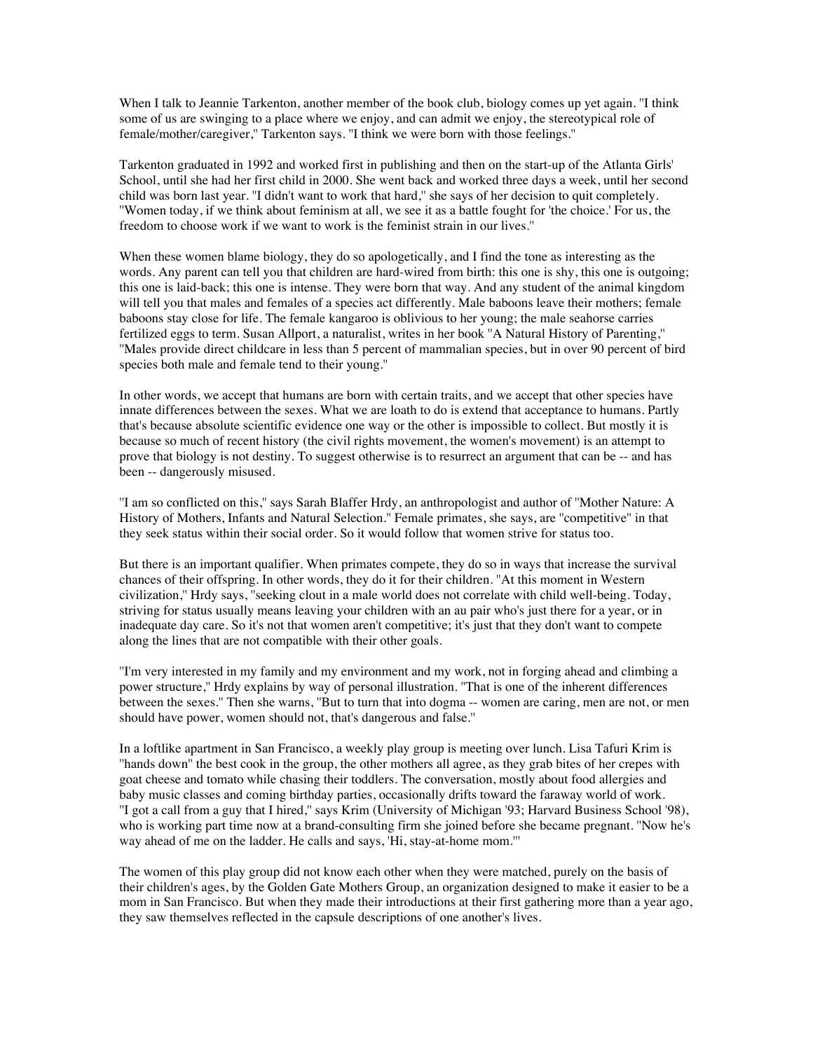When I talk to Jeannie Tarkenton, another member of the book club, biology comes up yet again. "I think some of us are swinging to a place where we enjoy, and can admit we enjoy, the stereotypical role of female/mother/caregiver," Tarkenton says. "I think we were born with those feelings."

Tarkenton graduated in 1992 and worked first in publishing and then on the start-up of the Atlanta Girls' School, until she had her first child in 2000. She went back and worked three days a week, until her second child was born last year. "I didn't want to work that hard," she says of her decision to quit completely. "Women today, if we think about feminism at all, we see it as a battle fought for 'the choice.' For us, the freedom to choose work if we want to work is the feminist strain in our lives."

When these women blame biology, they do so apologetically, and I find the tone as interesting as the words. Any parent can tell you that children are hard-wired from birth: this one is shy, this one is outgoing; this one is laid-back; this one is intense. They were born that way. And any student of the animal kingdom will tell you that males and females of a species act differently. Male baboons leave their mothers; female baboons stay close for life. The female kangaroo is oblivious to her young; the male seahorse carries fertilized eggs to term. Susan Allport, a naturalist, writes in her book "A Natural History of Parenting," "Males provide direct childcare in less than 5 percent of mammalian species, but in over 90 percent of bird species both male and female tend to their young."

In other words, we accept that humans are born with certain traits, and we accept that other species have innate differences between the sexes. What we are loath to do is extend that acceptance to humans. Partly that's because absolute scientific evidence one way or the other is impossible to collect. But mostly it is because so much of recent history (the civil rights movement, the women's movement) is an attempt to prove that biology is not destiny. To suggest otherwise is to resurrect an argument that can be -- and has been -- dangerously misused.

"I am so conflicted on this," says Sarah Blaffer Hrdy, an anthropologist and author of "Mother Nature: A History of Mothers, Infants and Natural Selection." Female primates, she says, are "competitive" in that they seek status within their social order. So it would follow that women strive for status too.

But there is an important qualifier. When primates compete, they do so in ways that increase the survival chances of their offspring. In other words, they do it for their children. "At this moment in Western civilization," Hrdy says, "seeking clout in a male world does not correlate with child well-being. Today, striving for status usually means leaving your children with an au pair who's just there for a year, or in inadequate day care. So it's not that women aren't competitive; it's just that they don't want to compete along the lines that are not compatible with their other goals.

"I'm very interested in my family and my environment and my work, not in forging ahead and climbing a power structure," Hrdy explains by way of personal illustration. "That is one of the inherent differences between the sexes." Then she warns, "But to turn that into dogma -- women are caring, men are not, or men should have power, women should not, that's dangerous and false."

In a loftlike apartment in San Francisco, a weekly play group is meeting over lunch. Lisa Tafuri Krim is "hands down" the best cook in the group, the other mothers all agree, as they grab bites of her crepes with goat cheese and tomato while chasing their toddlers. The conversation, mostly about food allergies and baby music classes and coming birthday parties, occasionally drifts toward the faraway world of work. "I got a call from a guy that I hired," says Krim (University of Michigan '93; Harvard Business School '98), who is working part time now at a brand-consulting firm she joined before she became pregnant. "Now he's way ahead of me on the ladder. He calls and says, 'Hi, stay-at-home mom.'"

The women of this play group did not know each other when they were matched, purely on the basis of their children's ages, by the Golden Gate Mothers Group, an organization designed to make it easier to be a mom in San Francisco. But when they made their introductions at their first gathering more than a year ago, they saw themselves reflected in the capsule descriptions of one another's lives.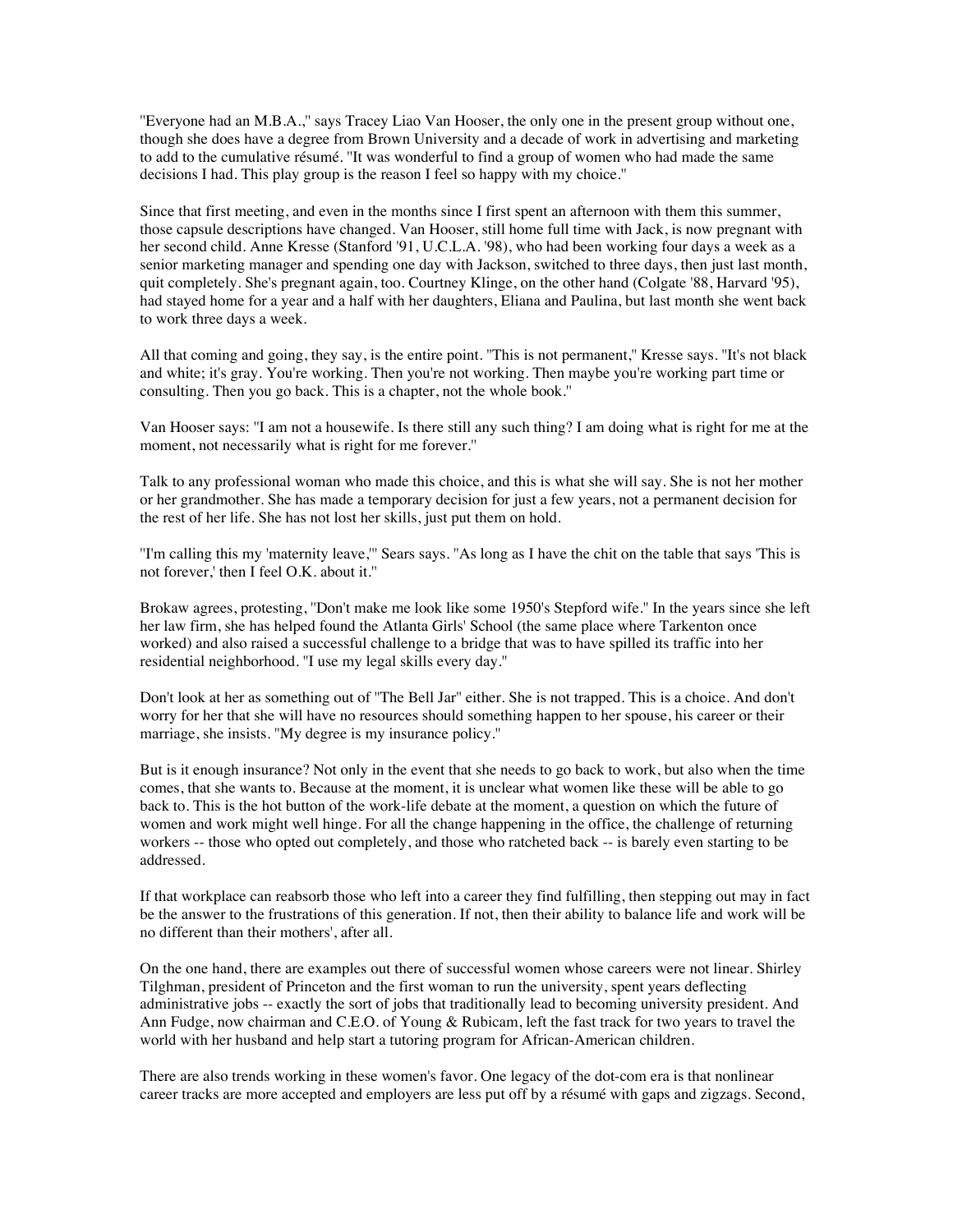"Everyone had an M.B.A.," says Tracey Liao Van Hooser, the only one in the present group without one, though she does have a degree from Brown University and a decade of work in advertising and marketing to add to the cumulative résumé. "It was wonderful to find a group of women who had made the same decisions I had. This play group is the reason I feel so happy with my choice."

Since that first meeting, and even in the months since I first spent an afternoon with them this summer, those capsule descriptions have changed. Van Hooser, still home full time with Jack, is now pregnant with her second child. Anne Kresse (Stanford '91, U.C.L.A. '98), who had been working four days a week as a senior marketing manager and spending one day with Jackson, switched to three days, then just last month, quit completely. She's pregnant again, too. Courtney Klinge, on the other hand (Colgate '88, Harvard '95), had stayed home for a year and a half with her daughters, Eliana and Paulina, but last month she went back to work three days a week.

All that coming and going, they say, is the entire point. "This is not permanent," Kresse says. "It's not black and white; it's gray. You're working. Then you're not working. Then maybe you're working part time or consulting. Then you go back. This is a chapter, not the whole book."

Van Hooser says: "I am not a housewife. Is there still any such thing? I am doing what is right for me at the moment, not necessarily what is right for me forever."

Talk to any professional woman who made this choice, and this is what she will say. She is not her mother or her grandmother. She has made a temporary decision for just a few years, not a permanent decision for the rest of her life. She has not lost her skills, just put them on hold.

"I'm calling this my 'maternity leave,'" Sears says. "As long as I have the chit on the table that says 'This is not forever,' then I feel O.K. about it."

Brokaw agrees, protesting, "Don't make me look like some 1950's Stepford wife." In the years since she left her law firm, she has helped found the Atlanta Girls' School (the same place where Tarkenton once worked) and also raised a successful challenge to a bridge that was to have spilled its traffic into her residential neighborhood. "I use my legal skills every day."

Don't look at her as something out of "The Bell Jar" either. She is not trapped. This is a choice. And don't worry for her that she will have no resources should something happen to her spouse, his career or their marriage, she insists. "My degree is my insurance policy."

But is it enough insurance? Not only in the event that she needs to go back to work, but also when the time comes, that she wants to. Because at the moment, it is unclear what women like these will be able to go back to. This is the hot button of the work-life debate at the moment, a question on which the future of women and work might well hinge. For all the change happening in the office, the challenge of returning workers -- those who opted out completely, and those who ratcheted back -- is barely even starting to be addressed.

If that workplace can reabsorb those who left into a career they find fulfilling, then stepping out may in fact be the answer to the frustrations of this generation. If not, then their ability to balance life and work will be no different than their mothers', after all.

On the one hand, there are examples out there of successful women whose careers were not linear. Shirley Tilghman, president of Princeton and the first woman to run the university, spent years deflecting administrative jobs -- exactly the sort of jobs that traditionally lead to becoming university president. And Ann Fudge, now chairman and C.E.O. of Young & Rubicam, left the fast track for two years to travel the world with her husband and help start a tutoring program for African-American children.

There are also trends working in these women's favor. One legacy of the dot-com era is that nonlinear career tracks are more accepted and employers are less put off by a résumé with gaps and zigzags. Second,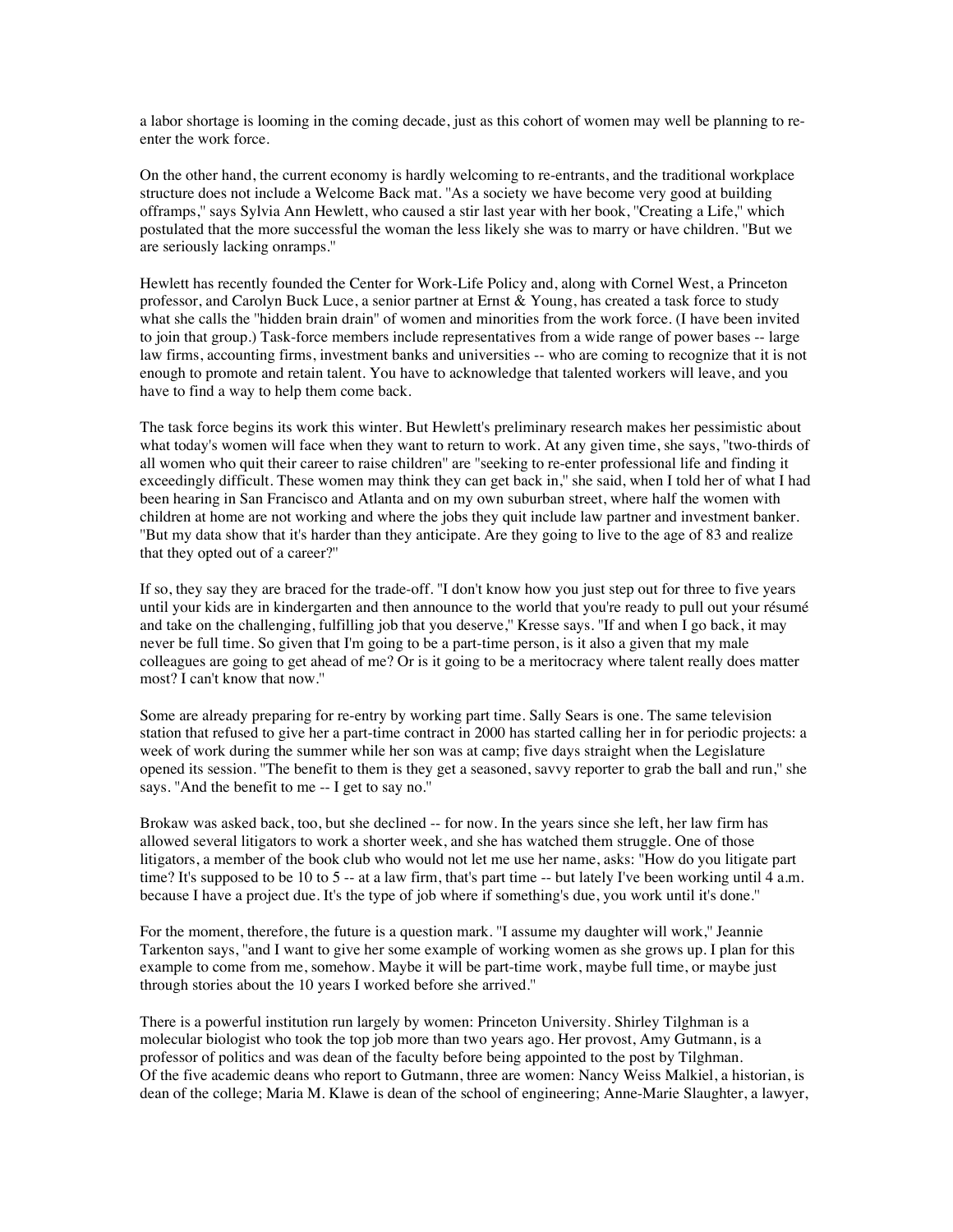a labor shortage is looming in the coming decade, just as this cohort of women may well be planning to re-enter the work force.

On the other hand, the current economy is hardly welcoming to re-entrants, and the traditional workplace structure does not include a Welcome Back mat. "As a society we have become very good at building offramps," says Sylvia Ann Hewlett, who caused a stir last year with her book, "Creating a Life," which postulated that the more successful the woman the less likely she was to marry or have children. "But we are seriously lacking onramps."

Hewlett has recently founded the Center for Work-Life Policy and, along with Cornel West, a Princeton professor, and Carolyn Buck Luce, a senior partner at Ernst & Young, has created a task force to study what she calls the "hidden brain drain" of women and minorities from the work force. (I have been invited to join that group.) Task-force members include representatives from a wide range of power bases -- large law firms, accounting firms, investment banks and universities -- who are coming to recognize that it is not enough to promote and retain talent. You have to acknowledge that talented workers will leave, and you have to find a way to help them come back.

The task force begins its work this winter. But Hewlett's preliminary research makes her pessimistic about what today's women will face when they want to return to work. At any given time, she says, "two-thirds of all women who quit their career to raise children" are "seeking to re-enter professional life and finding it exceedingly difficult. These women may think they can get back in," she said, when I told her of what I had been hearing in San Francisco and Atlanta and on my own suburban street, where half the women with children at home are not working and where the jobs they quit include law partner and investment banker. "But my data show that it's harder than they anticipate. Are they going to live to the age of 83 and realize that they opted out of a career?"

If so, they say they are braced for the trade-off. "I don't know how you just step out for three to five years until your kids are in kindergarten and then announce to the world that you're ready to pull out your résumé and take on the challenging, fulfilling job that you deserve," Kresse says. "If and when I go back, it may never be full time. So given that I'm going to be a part-time person, is it also a given that my male colleagues are going to get ahead of me? Or is it going to be a meritocracy where talent really does matter most? I can't know that now."

Some are already preparing for re-entry by working part time. Sally Sears is one. The same television station that refused to give her a part-time contract in 2000 has started calling her in for periodic projects: a week of work during the summer while her son was at camp; five days straight when the Legislature opened its session. "The benefit to them is they get a seasoned, savvy reporter to grab the ball and run," she says. "And the benefit to me -- I get to say no."

Brokaw was asked back, too, but she declined -- for now. In the years since she left, her law firm has allowed several litigators to work a shorter week, and she has watched them struggle. One of those litigators, a member of the book club who would not let me use her name, asks: "How do you litigate part time? It's supposed to be 10 to 5 -- at a law firm, that's part time -- but lately I've been working until 4 a.m. because I have a project due. It's the type of job where if something's due, you work until it's done."

For the moment, therefore, the future is a question mark. "I assume my daughter will work," Jeannie Tarkenton says, "and I want to give her some example of working women as she grows up. I plan for this example to come from me, somehow. Maybe it will be part-time work, maybe full time, or maybe just through stories about the 10 years I worked before she arrived."

There is a powerful institution run largely by women: Princeton University. Shirley Tilghman is a molecular biologist who took the top job more than two years ago. Her provost, Amy Gutmann, is a professor of politics and was dean of the faculty before being appointed to the post by Tilghman.
Of the five academic deans who report to Gutmann, three are women: Nancy Weiss Malkiel, a historian, is dean of the college; Maria M. Klawe is dean of the school of engineering; Anne-Marie Slaughter, a lawyer,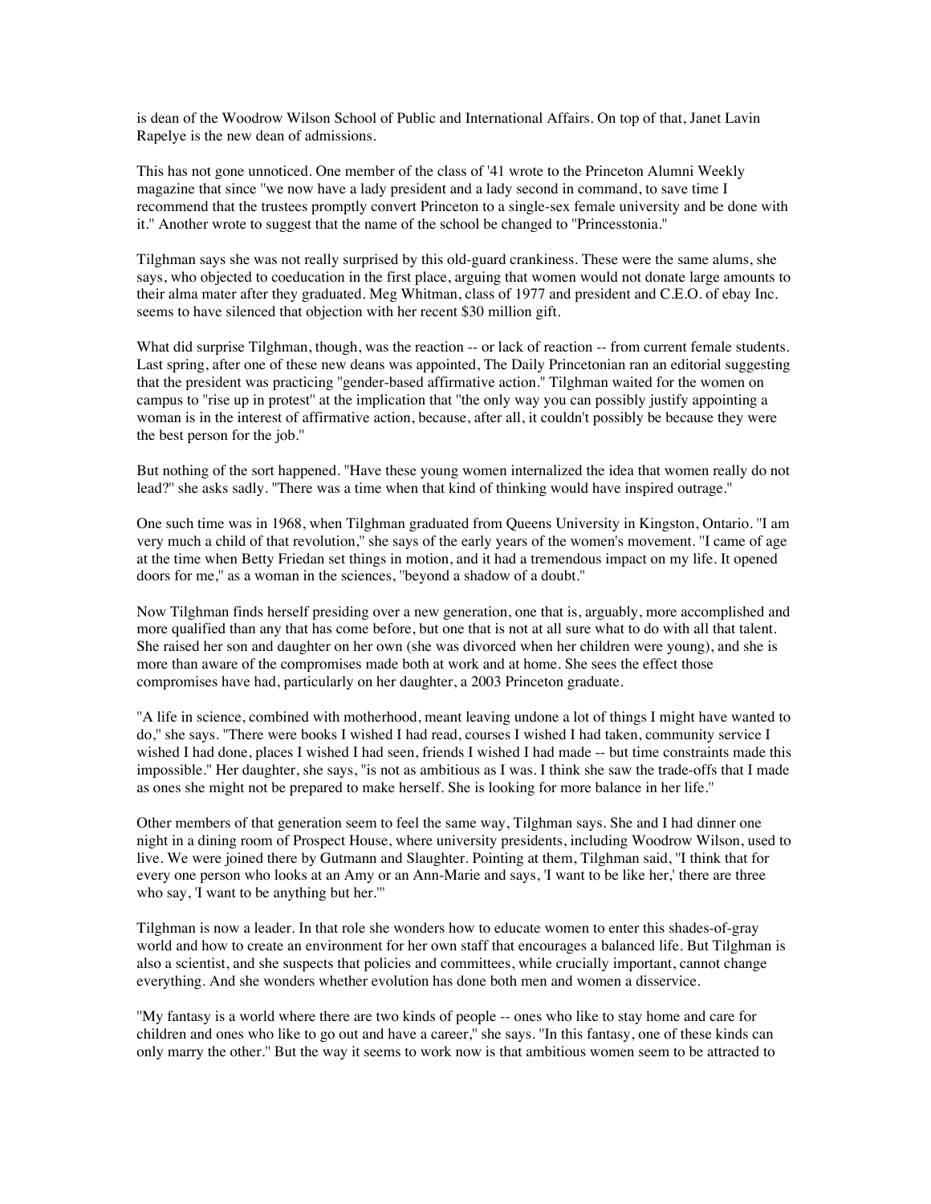is dean of the Woodrow Wilson School of Public and International Affairs. On top of that, Janet Lavin Rapelye is the new dean of admissions.

This has not gone unnoticed. One member of the class of '41 wrote to the Princeton Alumni Weekly magazine that since "we now have a lady president and a lady second in command, to save time I recommend that the trustees promptly convert Princeton to a single-sex female university and be done with it." Another wrote to suggest that the name of the school be changed to "Princesstonia."

Tilghman says she was not really surprised by this old-guard crankiness. These were the same alums, she says, who objected to coeducation in the first place, arguing that women would not donate large amounts to their alma mater after they graduated. Meg Whitman, class of 1977 and president and C.E.O. of ebay Inc. seems to have silenced that objection with her recent $30 million gift.

What did surprise Tilghman, though, was the reaction -- or lack of reaction -- from current female students. Last spring, after one of these new deans was appointed, The Daily Princetonian ran an editorial suggesting that the president was practicing "gender-based affirmative action." Tilghman waited for the women on campus to "rise up in protest" at the implication that "the only way you can possibly justify appointing a woman is in the interest of affirmative action, because, after all, it couldn't possibly be because they were the best person for the job."

But nothing of the sort happened. "Have these young women internalized the idea that women really do not lead?" she asks sadly. "There was a time when that kind of thinking would have inspired outrage."

One such time was in 1968, when Tilghman graduated from Queens University in Kingston, Ontario. "I am very much a child of that revolution," she says of the early years of the women's movement. "I came of age at the time when Betty Friedan set things in motion, and it had a tremendous impact on my life. It opened doors for me," as a woman in the sciences, "beyond a shadow of a doubt."

Now Tilghman finds herself presiding over a new generation, one that is, arguably, more accomplished and more qualified than any that has come before, but one that is not at all sure what to do with all that talent. She raised her son and daughter on her own (she was divorced when her children were young), and she is more than aware of the compromises made both at work and at home. She sees the effect those compromises have had, particularly on her daughter, a 2003 Princeton graduate.

"A life in science, combined with motherhood, meant leaving undone a lot of things I might have wanted to do," she says. "There were books I wished I had read, courses I wished I had taken, community service I wished I had done, places I wished I had seen, friends I wished I had made -- but time constraints made this impossible." Her daughter, she says, "is not as ambitious as I was. I think she saw the trade-offs that I made as ones she might not be prepared to make herself. She is looking for more balance in her life."

Other members of that generation seem to feel the same way, Tilghman says. She and I had dinner one night in a dining room of Prospect House, where university presidents, including Woodrow Wilson, used to live. We were joined there by Gutmann and Slaughter. Pointing at them, Tilghman said, "I think that for every one person who looks at an Amy or an Ann-Marie and says, 'I want to be like her,' there are three who say, 'I want to be anything but her.'"

Tilghman is now a leader. In that role she wonders how to educate women to enter this shades-of-gray world and how to create an environment for her own staff that encourages a balanced life. But Tilghman is also a scientist, and she suspects that policies and committees, while crucially important, cannot change everything. And she wonders whether evolution has done both men and women a disservice.

"My fantasy is a world where there are two kinds of people -- ones who like to stay home and care for children and ones who like to go out and have a career," she says. "In this fantasy, one of these kinds can only marry the other." But the way it seems to work now is that ambitious women seem to be attracted to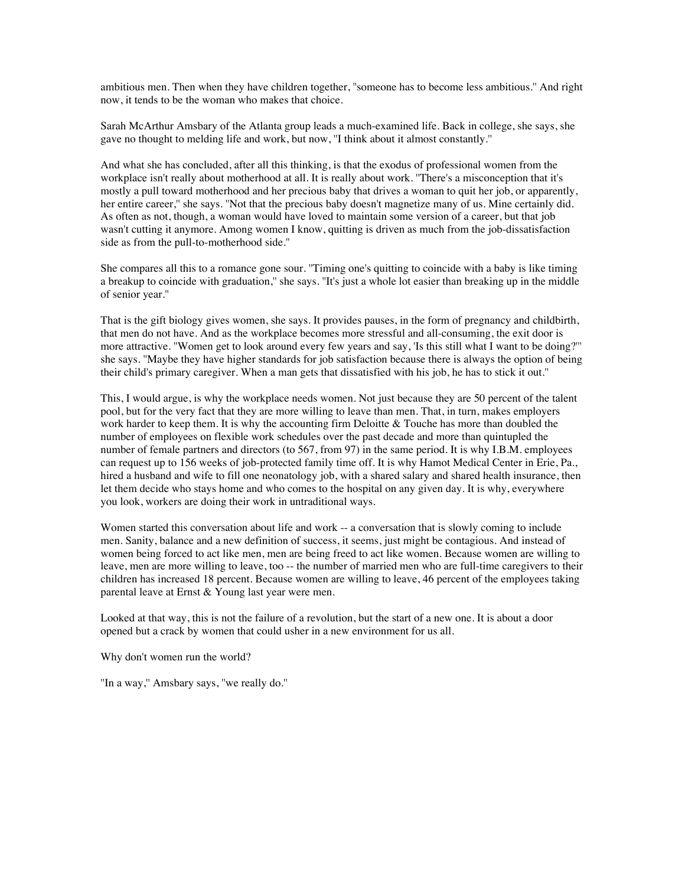ambitious men. Then when they have children together, "someone has to become less ambitious." And right now, it tends to be the woman who makes that choice.

Sarah McArthur Amsbary of the Atlanta group leads a much-examined life. Back in college, she says, she gave no thought to melding life and work, but now, "I think about it almost constantly."

And what she has concluded, after all this thinking, is that the exodus of professional women from the workplace isn't really about motherhood at all. It is really about work. "There's a misconception that it's mostly a pull toward motherhood and her precious baby that drives a woman to quit her job, or apparently, her entire career," she says. "Not that the precious baby doesn't magnetize many of us. Mine certainly did. As often as not, though, a woman would have loved to maintain some version of a career, but that job wasn't cutting it anymore. Among women I know, quitting is driven as much from the job-dissatisfaction side as from the pull-to-motherhood side."

She compares all this to a romance gone sour. "Timing one's quitting to coincide with a baby is like timing a breakup to coincide with graduation," she says. "It's just a whole lot easier than breaking up in the middle of senior year."

That is the gift biology gives women, she says. It provides pauses, in the form of pregnancy and childbirth, that men do not have. And as the workplace becomes more stressful and all-consuming, the exit door is more attractive. "Women get to look around every few years and say, 'Is this still what I want to be doing?'" she says. "Maybe they have higher standards for job satisfaction because there is always the option of being their child's primary caregiver. When a man gets that dissatisfied with his job, he has to stick it out."

This, I would argue, is why the workplace needs women. Not just because they are 50 percent of the talent pool, but for the very fact that they are more willing to leave than men. That, in turn, makes employers work harder to keep them. It is why the accounting firm Deloitte & Touche has more than doubled the number of employees on flexible work schedules over the past decade and more than quintupled the number of female partners and directors (to 567, from 97) in the same period. It is why I.B.M. employees can request up to 156 weeks of job-protected family time off. It is why Hamot Medical Center in Erie, Pa., hired a husband and wife to fill one neonatology job, with a shared salary and shared health insurance, then let them decide who stays home and who comes to the hospital on any given day. It is why, everywhere you look, workers are doing their work in untraditional ways.

Women started this conversation about life and work -- a conversation that is slowly coming to include men. Sanity, balance and a new definition of success, it seems, just might be contagious. And instead of women being forced to act like men, men are being freed to act like women. Because women are willing to leave, men are more willing to leave, too -- the number of married men who are full-time caregivers to their children has increased 18 percent. Because women are willing to leave, 46 percent of the employees taking parental leave at Ernst & Young last year were men.

Looked at that way, this is not the failure of a revolution, but the start of a new one. It is about a door opened but a crack by women that could usher in a new environment for us all.

Why don't women run the world?

"In a way," Amsbary says, "we really do."